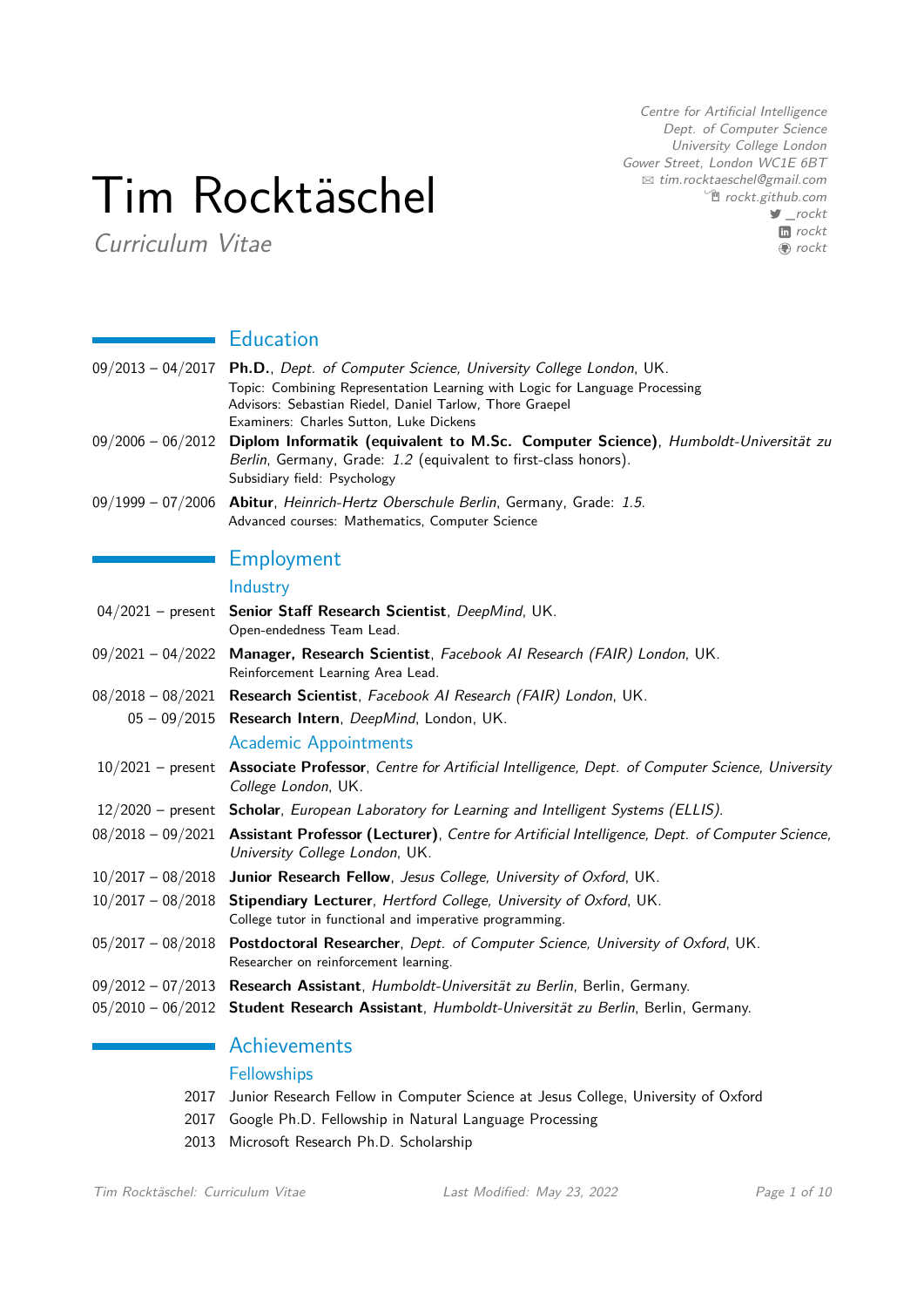# Tim Rocktäschel

*Curriculum Vitae*

*Centre for Artificial Intelligence*
*Dept. of Computer Science*
*University College London*
*Gower Street, London WC1E 6BT*
*tim.rocktaeschel@gmail.com*
*rockt.github.io*
*_rockt*
*rockt*
*rockt*

## Education

09/2013 – 04/2017 **Ph.D.**, *Dept. of Computer Science, University College London*, UK.
Topic: Combining Representation Learning with Logic for Language Processing
Advisors: Sebastian Riedel, Daniel Tarlow, Thore Graepel
Examiners: Charles Sutton, Luke Dickens

09/2006 – 06/2012 **Diplom Informatik (equivalent to M.Sc. Computer Science)**, *Humboldt-Universität zu Berlin*, Germany, Grade: *1.2* (equivalent to first-class honors).
Subsidiary field: Psychology

09/1999 – 07/2006 **Abitur**, *Heinrich-Hertz Oberschule Berlin*, Germany, Grade: *1.5*.
Advanced courses: Mathematics, Computer Science

## Employment

### Industry

04/2021 – present **Senior Staff Research Scientist**, *DeepMind*, UK.
Open-endedness Team Lead.

09/2021 – 04/2022 **Manager, Research Scientist**, *Facebook AI Research (FAIR) London*, UK.
Reinforcement Learning Area Lead.

08/2018 – 08/2021 **Research Scientist**, *Facebook AI Research (FAIR) London*, UK.

05 – 09/2015 **Research Intern**, *DeepMind*, London, UK.

### Academic Appointments

10/2021 – present **Associate Professor**, *Centre for Artificial Intelligence, Dept. of Computer Science, University College London*, UK.

12/2020 – present **Scholar**, *European Laboratory for Learning and Intelligent Systems (ELLIS)*.

08/2018 – 09/2021 **Assistant Professor (Lecturer)**, *Centre for Artificial Intelligence, Dept. of Computer Science, University College London*, UK.

10/2017 – 08/2018 **Junior Research Fellow**, *Jesus College, University of Oxford*, UK.

10/2017 – 08/2018 **Stipendiary Lecturer**, *Hertford College, University of Oxford*, UK.
College tutor in functional and imperative programming.

05/2017 – 08/2018 **Postdoctoral Researcher**, *Dept. of Computer Science, University of Oxford*, UK.
Researcher on reinforcement learning.

09/2012 – 07/2013 **Research Assistant**, *Humboldt-Universität zu Berlin*, Berlin, Germany.

05/2010 – 06/2012 **Student Research Assistant**, *Humboldt-Universität zu Berlin*, Berlin, Germany.

## Achievements

### Fellowships

2017 Junior Research Fellow in Computer Science at Jesus College, University of Oxford

2017 Google Ph.D. Fellowship in Natural Language Processing

2013 Microsoft Research Ph.D. Scholarship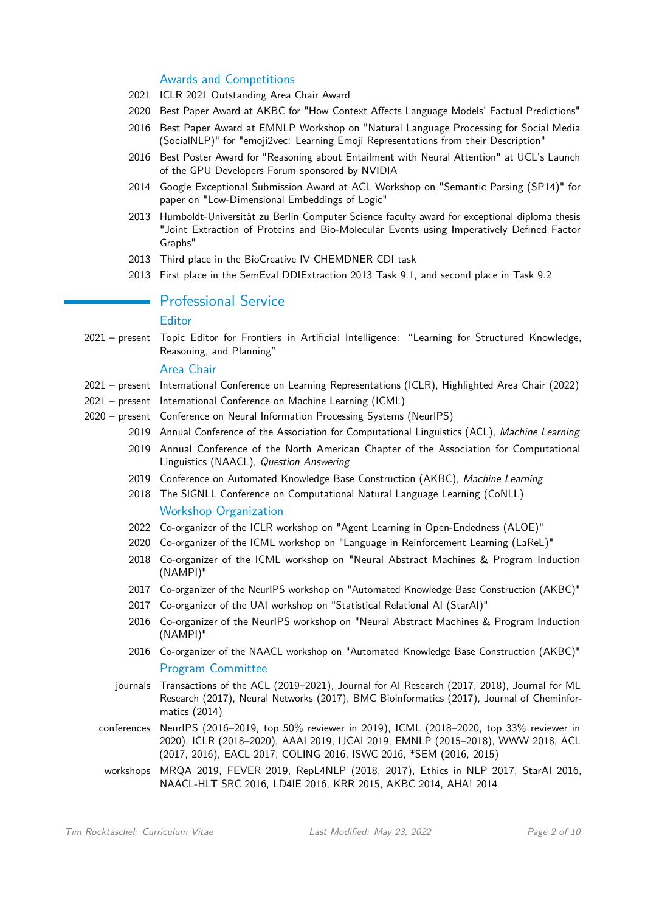### Awards and Competitions

- 2021 ICLR 2021 Outstanding Area Chair Award
- 2020 Best Paper Award at AKBC for "How Context Affects Language Models' Factual Predictions"
- 2016 Best Paper Award at EMNLP Workshop on "Natural Language Processing for Social Media (SocialNLP)" for "emoji2vec: Learning Emoji Representations from their Description"
- 2016 Best Poster Award for "Reasoning about Entailment with Neural Attention" at UCL's Launch of the GPU Developers Forum sponsored by NVIDIA
- 2014 Google Exceptional Submission Award at ACL Workshop on "Semantic Parsing (SP14)" for paper on "Low-Dimensional Embeddings of Logic"
- 2013 Humboldt-Universität zu Berlin Computer Science faculty award for exceptional diploma thesis "Joint Extraction of Proteins and Bio-Molecular Events using Imperatively Defined Factor Graphs"
- 2013 Third place in the BioCreative IV CHEMDNER CDI task
- 2013 First place in the SemEval DDIExtraction 2013 Task 9.1, and second place in Task 9.2

## Professional Service

### Editor

- 2021 – present Topic Editor for Frontiers in Artificial Intelligence: "Learning for Structured Knowledge, Reasoning, and Planning"

### Area Chair

- 2021 – present International Conference on Learning Representations (ICLR), Highlighted Area Chair (2022)
- 2021 – present International Conference on Machine Learning (ICML)
- 2020 – present Conference on Neural Information Processing Systems (NeurIPS)
- 2019 Annual Conference of the Association for Computational Linguistics (ACL), *Machine Learning*
- 2019 Annual Conference of the North American Chapter of the Association for Computational Linguistics (NAACL), *Question Answering*
- 2019 Conference on Automated Knowledge Base Construction (AKBC), *Machine Learning*
- 2018 The SIGNLL Conference on Computational Natural Language Learning (CoNLL)

### Workshop Organization

- 2022 Co-organizer of the ICLR workshop on "Agent Learning in Open-Endedness (ALOE)"
- 2020 Co-organizer of the ICML workshop on "Language in Reinforcement Learning (LaReL)"
- 2018 Co-organizer of the ICML workshop on "Neural Abstract Machines & Program Induction (NAMPI)"
- 2017 Co-organizer of the NeurIPS workshop on "Automated Knowledge Base Construction (AKBC)"
- 2017 Co-organizer of the UAI workshop on "Statistical Relational AI (StarAI)"
- 2016 Co-organizer of the NeurIPS workshop on "Neural Abstract Machines & Program Induction (NAMPI)"
- 2016 Co-organizer of the NAACL workshop on "Automated Knowledge Base Construction (AKBC)"

### Program Committee

- journals: Transactions of the ACL (2019–2021), Journal for AI Research (2017, 2018), Journal for ML Research (2017), Neural Networks (2017), BMC Bioinformatics (2017), Journal of Cheminformatics (2014)
- conferences: NeurIPS (2016–2019, top 50% reviewer in 2019), ICML (2018–2020, top 33% reviewer in 2020), ICLR (2018–2020), AAAI 2019, IJCAI 2019, EMNLP (2015–2018), WWW 2018, ACL (2017, 2016), EACL 2017, COLING 2016, ISWC 2016, *SEM (2016, 2015)
- workshops: MRQA 2019, FEVER 2019, RepL4NLP (2018, 2017), Ethics in NLP 2017, StarAI 2016, NAACL-HLT SRC 2016, LD4IE 2016, KRR 2015, AKBC 2014, AHA! 2014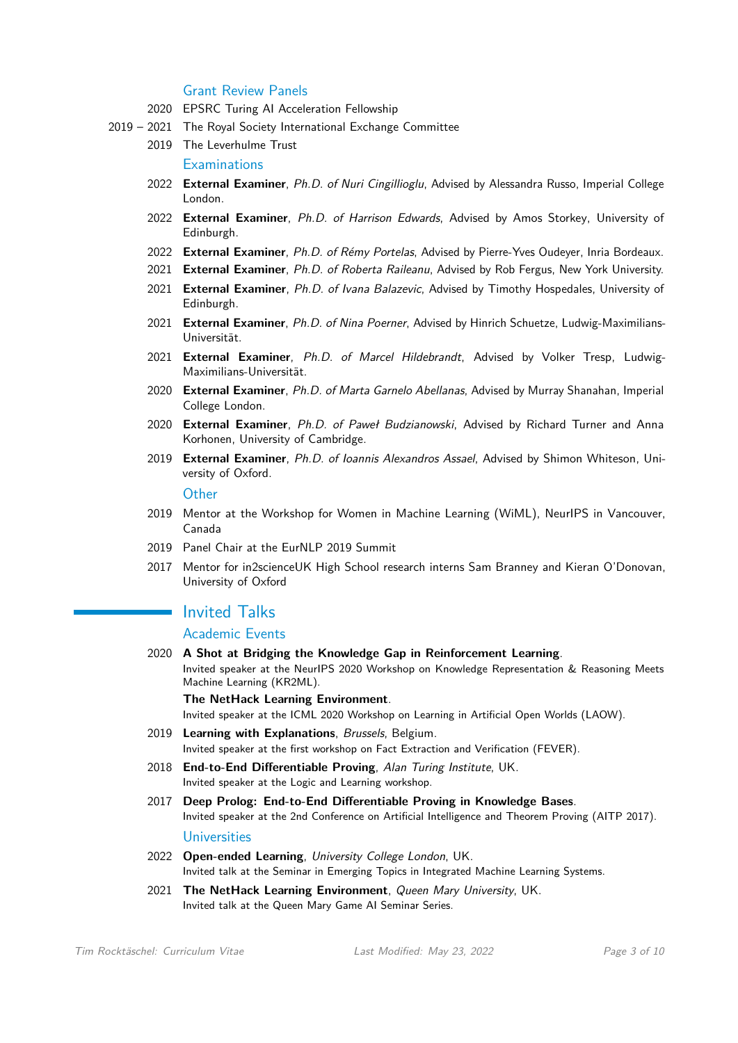### Grant Review Panels

2020 EPSRC Turing AI Acceleration Fellowship

2019 – 2021 The Royal Society International Exchange Committee

2019 The Leverhulme Trust

### Examinations

2022 **External Examiner**, *Ph.D. of Nuri Cingillioglu*, Advised by Alessandra Russo, Imperial College London.

2022 **External Examiner**, *Ph.D. of Harrison Edwards*, Advised by Amos Storkey, University of Edinburgh.

2022 **External Examiner**, *Ph.D. of Rémy Portelas*, Advised by Pierre-Yves Oudeyer, Inria Bordeaux.

2021 **External Examiner**, *Ph.D. of Roberta Raileanu*, Advised by Rob Fergus, New York University.

2021 **External Examiner**, *Ph.D. of Ivana Balazevic*, Advised by Timothy Hospedales, University of Edinburgh.

2021 **External Examiner**, *Ph.D. of Nina Poerner*, Advised by Hinrich Schuetze, Ludwig-Maximilians-Universität.

2021 **External Examiner**, *Ph.D. of Marcel Hildebrandt*, Advised by Volker Tresp, Ludwig-Maximilians-Universität.

2020 **External Examiner**, *Ph.D. of Marta Garnelo Abellanas*, Advised by Murray Shanahan, Imperial College London.

2020 **External Examiner**, *Ph.D. of Paweł Budzianowski*, Advised by Richard Turner and Anna Korhonen, University of Cambridge.

2019 **External Examiner**, *Ph.D. of Ioannis Alexandros Assael*, Advised by Shimon Whiteson, University of Oxford.

### Other

2019 Mentor at the Workshop for Women in Machine Learning (WiML), NeurIPS in Vancouver, Canada

2019 Panel Chair at the EurNLP 2019 Summit

2017 Mentor for in2scienceUK High School research interns Sam Branney and Kieran O'Donovan, University of Oxford

## Invited Talks

### Academic Events

2020 **A Shot at Bridging the Knowledge Gap in Reinforcement Learning**.
Invited speaker at the NeurIPS 2020 Workshop on Knowledge Representation & Reasoning Meets Machine Learning (KR2ML).

**The NetHack Learning Environment**.
Invited speaker at the ICML 2020 Workshop on Learning in Artificial Open Worlds (LAOW).

2019 **Learning with Explanations**, *Brussels*, Belgium.
Invited speaker at the first workshop on Fact Extraction and Verification (FEVER).

2018 **End-to-End Differentiable Proving**, *Alan Turing Institute*, UK.
Invited speaker at the Logic and Learning workshop.

2017 **Deep Prolog: End-to-End Differentiable Proving in Knowledge Bases**.
Invited speaker at the 2nd Conference on Artificial Intelligence and Theorem Proving (AITP 2017).

### Universities

2022 **Open-ended Learning**, *University College London*, UK.
Invited talk at the Seminar in Emerging Topics in Integrated Machine Learning Systems.

2021 **The NetHack Learning Environment**, *Queen Mary University*, UK.
Invited talk at the Queen Mary Game AI Seminar Series.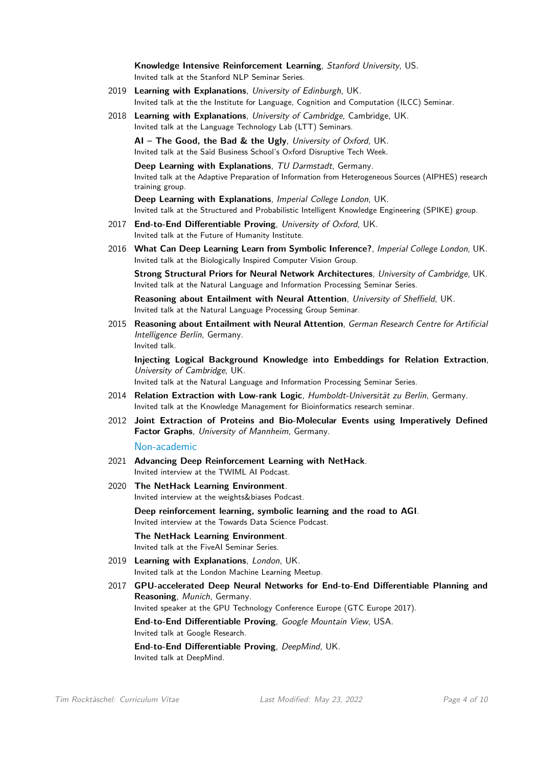**Knowledge Intensive Reinforcement Learning**, *Stanford University*, US.
Invited talk at the Stanford NLP Seminar Series.

2019 **Learning with Explanations**, *University of Edinburgh*, UK.
Invited talk at the the Institute for Language, Cognition and Computation (ILCC) Seminar.

2018 **Learning with Explanations**, *University of Cambridge*, Cambridge, UK.
Invited talk at the Language Technology Lab (LTT) Seminars.

**AI – The Good, the Bad & the Ugly**, *University of Oxford*, UK.
Invited talk at the Saïd Business School's Oxford Disruptive Tech Week.

**Deep Learning with Explanations**, *TU Darmstadt*, Germany.
Invited talk at the Adaptive Preparation of Information from Heterogeneous Sources (AIPHES) research training group.

**Deep Learning with Explanations**, *Imperial College London*, UK.
Invited talk at the Structured and Probabilistic Intelligent Knowledge Engineering (SPIKE) group.

2017 **End-to-End Differentiable Proving**, *University of Oxford*, UK.
Invited talk at the Future of Humanity Institute.

2016 **What Can Deep Learning Learn from Symbolic Inference?**, *Imperial College London*, UK.
Invited talk at the Biologically Inspired Computer Vision Group.

**Strong Structural Priors for Neural Network Architectures**, *University of Cambridge*, UK.
Invited talk at the Natural Language and Information Processing Seminar Series.

**Reasoning about Entailment with Neural Attention**, *University of Sheffield*, UK.
Invited talk at the Natural Language Processing Group Seminar.

2015 **Reasoning about Entailment with Neural Attention**, *German Research Centre for Artificial Intelligence Berlin*, Germany.
Invited talk.

**Injecting Logical Background Knowledge into Embeddings for Relation Extraction**, *University of Cambridge*, UK.
Invited talk at the Natural Language and Information Processing Seminar Series.

2014 **Relation Extraction with Low-rank Logic**, *Humboldt-Universität zu Berlin*, Germany.
Invited talk at the Knowledge Management for Bioinformatics research seminar.

2012 **Joint Extraction of Proteins and Bio-Molecular Events using Imperatively Defined Factor Graphs**, *University of Mannheim*, Germany.

### Non-academic

2021 **Advancing Deep Reinforcement Learning with NetHack**.
Invited interview at the TWIML AI Podcast.

2020 **The NetHack Learning Environment**.
Invited interview at the weights&biases Podcast.

**Deep reinforcement learning, symbolic learning and the road to AGI**.
Invited interview at the Towards Data Science Podcast.

**The NetHack Learning Environment**.
Invited talk at the FiveAI Seminar Series.

2019 **Learning with Explanations**, *London*, UK.
Invited talk at the London Machine Learning Meetup.

2017 **GPU-accelerated Deep Neural Networks for End-to-End Differentiable Planning and Reasoning**, *Munich*, Germany.
Invited speaker at the GPU Technology Conference Europe (GTC Europe 2017).

**End-to-End Differentiable Proving**, *Google Mountain View*, USA.
Invited talk at Google Research.

**End-to-End Differentiable Proving**, *DeepMind*, UK.
Invited talk at DeepMind.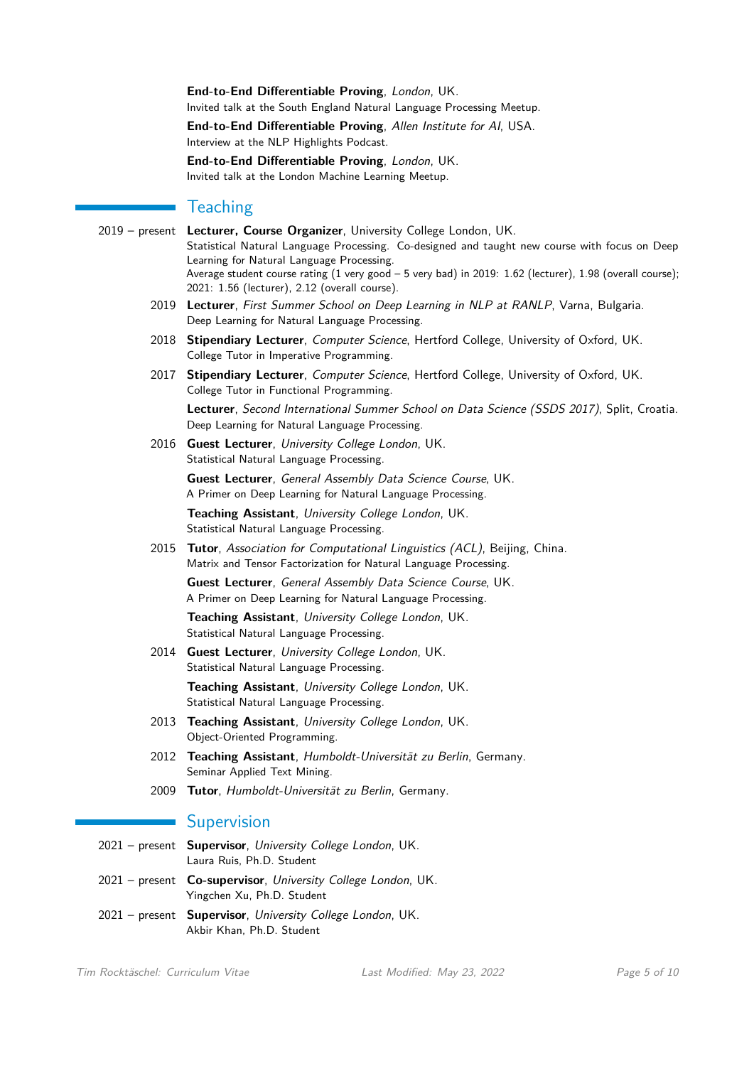**End-to-End Differentiable Proving**, *London*, UK.
Invited talk at the South England Natural Language Processing Meetup.

**End-to-End Differentiable Proving**, *Allen Institute for AI*, USA.
Interview at the NLP Highlights Podcast.

**End-to-End Differentiable Proving**, *London*, UK.
Invited talk at the London Machine Learning Meetup.

## Teaching

2019 – present **Lecturer, Course Organizer**, University College London, UK.
Statistical Natural Language Processing. Co-designed and taught new course with focus on Deep Learning for Natural Language Processing.
Average student course rating (1 very good – 5 very bad) in 2019: 1.62 (lecturer), 1.98 (overall course); 2021: 1.56 (lecturer), 2.12 (overall course).

2019 **Lecturer**, *First Summer School on Deep Learning in NLP at RANLP*, Varna, Bulgaria.
Deep Learning for Natural Language Processing.

2018 **Stipendiary Lecturer**, *Computer Science*, Hertford College, University of Oxford, UK.
College Tutor in Imperative Programming.

2017 **Stipendiary Lecturer**, *Computer Science*, Hertford College, University of Oxford, UK.
College Tutor in Functional Programming.

**Lecturer**, *Second International Summer School on Data Science (SSDS 2017)*, Split, Croatia.
Deep Learning for Natural Language Processing.

2016 **Guest Lecturer**, *University College London*, UK.
Statistical Natural Language Processing.

**Guest Lecturer**, *General Assembly Data Science Course*, UK.
A Primer on Deep Learning for Natural Language Processing.

**Teaching Assistant**, *University College London*, UK.
Statistical Natural Language Processing.

2015 **Tutor**, *Association for Computational Linguistics (ACL)*, Beijing, China.
Matrix and Tensor Factorization for Natural Language Processing.

**Guest Lecturer**, *General Assembly Data Science Course*, UK.
A Primer on Deep Learning for Natural Language Processing.

**Teaching Assistant**, *University College London*, UK.
Statistical Natural Language Processing.

2014 **Guest Lecturer**, *University College London*, UK.
Statistical Natural Language Processing.

**Teaching Assistant**, *University College London*, UK.
Statistical Natural Language Processing.

2013 **Teaching Assistant**, *University College London*, UK.
Object-Oriented Programming.

2012 **Teaching Assistant**, *Humboldt-Universität zu Berlin*, Germany.
Seminar Applied Text Mining.

2009 **Tutor**, *Humboldt-Universität zu Berlin*, Germany.

## Supervision

2021 – present **Supervisor**, *University College London*, UK.
Laura Ruis, Ph.D. Student

2021 – present **Co-supervisor**, *University College London*, UK.
Yingchen Xu, Ph.D. Student

2021 – present **Supervisor**, *University College London*, UK.
Akbir Khan, Ph.D. Student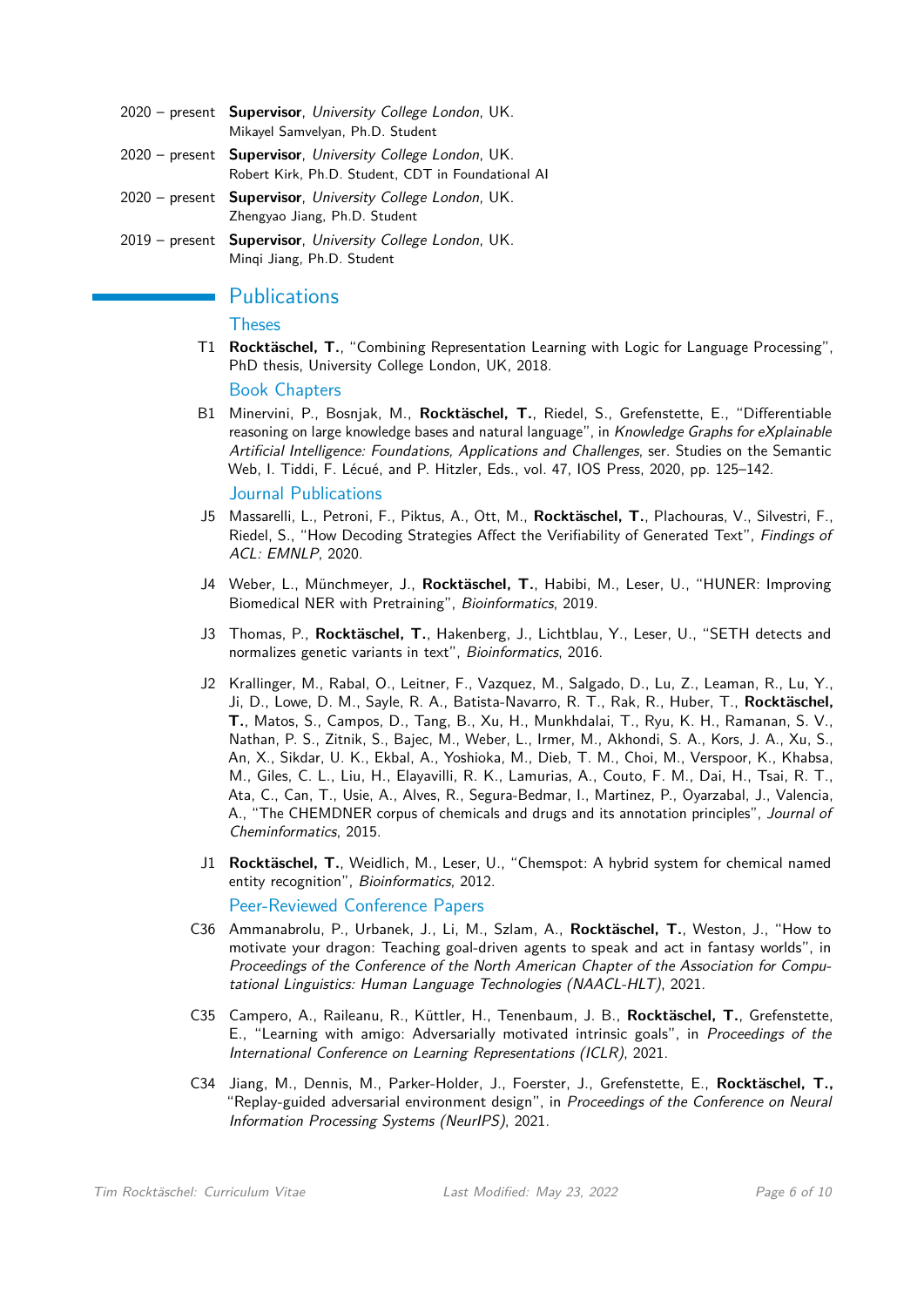2020 – present **Supervisor**, *University College London*, UK.
Mikayel Samvelyan, Ph.D. Student

2020 – present **Supervisor**, *University College London*, UK.
Robert Kirk, Ph.D. Student, CDT in Foundational AI

2020 – present **Supervisor**, *University College London*, UK.
Zhengyao Jiang, Ph.D. Student

2019 – present **Supervisor**, *University College London*, UK.
Minqi Jiang, Ph.D. Student

## Publications

### Theses

T1 **Rocktäschel, T.**, "Combining Representation Learning with Logic for Language Processing", PhD thesis, University College London, UK, 2018.

### Book Chapters

B1 Minervini, P., Bosnjak, M., **Rocktäschel, T.**, Riedel, S., Grefenstette, E., "Differentiable reasoning on large knowledge bases and natural language", in *Knowledge Graphs for eXplainable Artificial Intelligence: Foundations, Applications and Challenges*, ser. Studies on the Semantic Web, I. Tiddi, F. Lécué, and P. Hitzler, Eds., vol. 47, IOS Press, 2020, pp. 125–142.

### Journal Publications

J5 Massarelli, L., Petroni, F., Piktus, A., Ott, M., **Rocktäschel, T.**, Plachouras, V., Silvestri, F., Riedel, S., "How Decoding Strategies Affect the Verifiability of Generated Text", *Findings of ACL: EMNLP*, 2020.

J4 Weber, L., Münchmeyer, J., **Rocktäschel, T.**, Habibi, M., Leser, U., "HUNER: Improving Biomedical NER with Pretraining", *Bioinformatics*, 2019.

J3 Thomas, P., **Rocktäschel, T.**, Hakenberg, J., Lichtblau, Y., Leser, U., "SETH detects and normalizes genetic variants in text", *Bioinformatics*, 2016.

J2 Krallinger, M., Rabal, O., Leitner, F., Vazquez, M., Salgado, D., Lu, Z., Leaman, R., Lu, Y., Ji, D., Lowe, D. M., Sayle, R. A., Batista-Navarro, R. T., Rak, R., Huber, T., **Rocktäschel, T.**, Matos, S., Campos, D., Tang, B., Xu, H., Munkhdalai, T., Ryu, K. H., Ramanan, S. V., Nathan, P. S., Zitnik, S., Bajec, M., Weber, L., Irmer, M., Akhondi, S. A., Kors, J. A., Xu, S., An, X., Sikdar, U. K., Ekbal, A., Yoshioka, M., Dieb, T. M., Choi, M., Verspoor, K., Khabsa, M., Giles, C. L., Liu, H., Elayavilli, R. K., Lamurias, A., Couto, F. M., Dai, H., Tsai, R. T., Ata, C., Can, T., Usie, A., Alves, R., Segura-Bedmar, I., Martinez, P., Oyarzabal, J., Valencia, A., "The CHEMDNER corpus of chemicals and drugs and its annotation principles", *Journal of Cheminformatics*, 2015.

J1 **Rocktäschel, T.**, Weidlich, M., Leser, U., "Chemspot: A hybrid system for chemical named entity recognition", *Bioinformatics*, 2012.

### Peer-Reviewed Conference Papers

C36 Ammanabrolu, P., Urbanek, J., Li, M., Szlam, A., **Rocktäschel, T.**, Weston, J., "How to motivate your dragon: Teaching goal-driven agents to speak and act in fantasy worlds", in *Proceedings of the Conference of the North American Chapter of the Association for Computational Linguistics: Human Language Technologies (NAACL-HLT)*, 2021.

C35 Campero, A., Raileanu, R., Küttler, H., Tenenbaum, J. B., **Rocktäschel, T.**, Grefenstette, E., "Learning with amigo: Adversarially motivated intrinsic goals", in *Proceedings of the International Conference on Learning Representations (ICLR)*, 2021.

C34 Jiang, M., Dennis, M., Parker-Holder, J., Foerster, J., Grefenstette, E., **Rocktäschel, T.**, "Replay-guided adversarial environment design", in *Proceedings of the Conference on Neural Information Processing Systems (NeurIPS)*, 2021.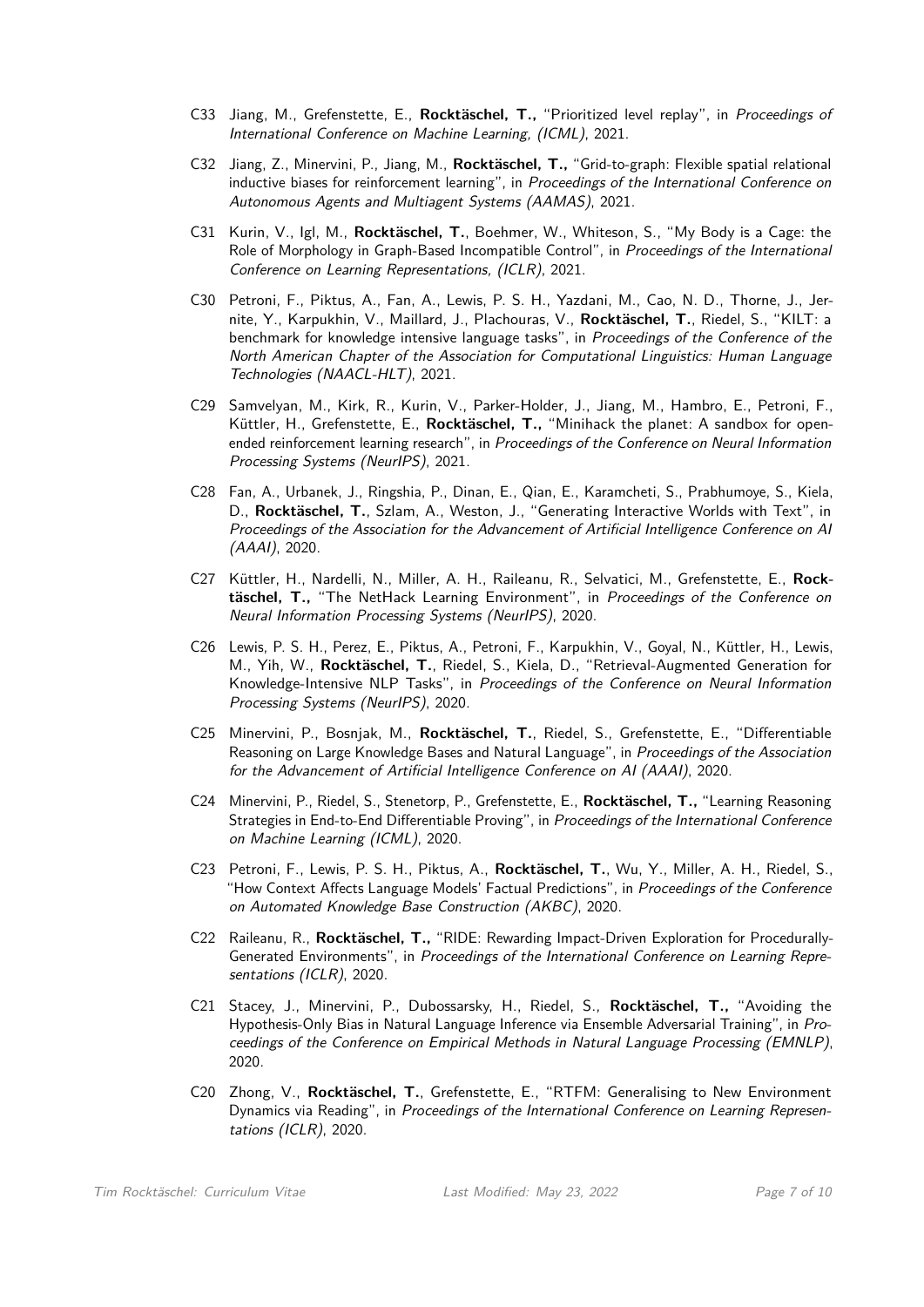C33 Jiang, M., Grefenstette, E., **Rocktäschel, T.,** "Prioritized level replay", in *Proceedings of International Conference on Machine Learning, (ICML)*, 2021.

C32 Jiang, Z., Minervini, P., Jiang, M., **Rocktäschel, T.,** "Grid-to-graph: Flexible spatial relational inductive biases for reinforcement learning", in *Proceedings of the International Conference on Autonomous Agents and Multiagent Systems (AAMAS)*, 2021.

C31 Kurin, V., Igl, M., **Rocktäschel, T.**, Boehmer, W., Whiteson, S., "My Body is a Cage: the Role of Morphology in Graph-Based Incompatible Control", in *Proceedings of the International Conference on Learning Representations, (ICLR)*, 2021.

C30 Petroni, F., Piktus, A., Fan, A., Lewis, P. S. H., Yazdani, M., Cao, N. D., Thorne, J., Jernite, Y., Karpukhin, V., Maillard, J., Plachouras, V., **Rocktäschel, T.**, Riedel, S., "KILT: a benchmark for knowledge intensive language tasks", in *Proceedings of the Conference of the North American Chapter of the Association for Computational Linguistics: Human Language Technologies (NAACL-HLT)*, 2021.

C29 Samvelyan, M., Kirk, R., Kurin, V., Parker-Holder, J., Jiang, M., Hambro, E., Petroni, F., Küttler, H., Grefenstette, E., **Rocktäschel, T.,** "Minihack the planet: A sandbox for open-ended reinforcement learning research", in *Proceedings of the Conference on Neural Information Processing Systems (NeurIPS)*, 2021.

C28 Fan, A., Urbanek, J., Ringshia, P., Dinan, E., Qian, E., Karamcheti, S., Prabhumoye, S., Kiela, D., **Rocktäschel, T.**, Szlam, A., Weston, J., "Generating Interactive Worlds with Text", in *Proceedings of the Association for the Advancement of Artificial Intelligence Conference on AI (AAAI)*, 2020.

C27 Küttler, H., Nardelli, N., Miller, A. H., Raileanu, R., Selvatici, M., Grefenstette, E., **Rocktäschel, T.,** "The NetHack Learning Environment", in *Proceedings of the Conference on Neural Information Processing Systems (NeurIPS)*, 2020.

C26 Lewis, P. S. H., Perez, E., Piktus, A., Petroni, F., Karpukhin, V., Goyal, N., Küttler, H., Lewis, M., Yih, W., **Rocktäschel, T.**, Riedel, S., Kiela, D., "Retrieval-Augmented Generation for Knowledge-Intensive NLP Tasks", in *Proceedings of the Conference on Neural Information Processing Systems (NeurIPS)*, 2020.

C25 Minervini, P., Bosnjak, M., **Rocktäschel, T.**, Riedel, S., Grefenstette, E., "Differentiable Reasoning on Large Knowledge Bases and Natural Language", in *Proceedings of the Association for the Advancement of Artificial Intelligence Conference on AI (AAAI)*, 2020.

C24 Minervini, P., Riedel, S., Stenetorp, P., Grefenstette, E., **Rocktäschel, T.,** "Learning Reasoning Strategies in End-to-End Differentiable Proving", in *Proceedings of the International Conference on Machine Learning (ICML)*, 2020.

C23 Petroni, F., Lewis, P. S. H., Piktus, A., **Rocktäschel, T.**, Wu, Y., Miller, A. H., Riedel, S., "How Context Affects Language Models' Factual Predictions", in *Proceedings of the Conference on Automated Knowledge Base Construction (AKBC)*, 2020.

C22 Raileanu, R., **Rocktäschel, T.,** "RIDE: Rewarding Impact-Driven Exploration for Procedurally-Generated Environments", in *Proceedings of the International Conference on Learning Representations (ICLR)*, 2020.

C21 Stacey, J., Minervini, P., Dubossarsky, H., Riedel, S., **Rocktäschel, T.,** "Avoiding the Hypothesis-Only Bias in Natural Language Inference via Ensemble Adversarial Training", in *Proceedings of the Conference on Empirical Methods in Natural Language Processing (EMNLP)*, 2020.

C20 Zhong, V., **Rocktäschel, T.**, Grefenstette, E., "RTFM: Generalising to New Environment Dynamics via Reading", in *Proceedings of the International Conference on Learning Representations (ICLR)*, 2020.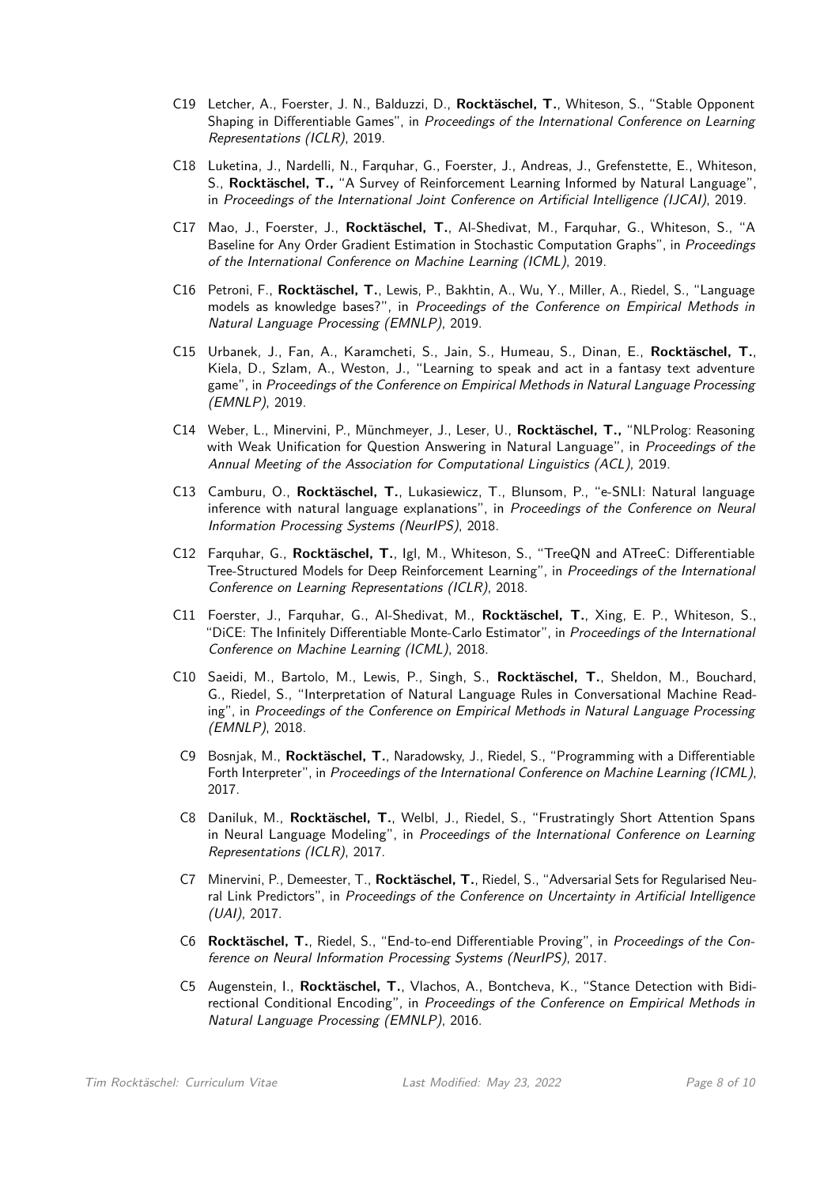- C19 Letcher, A., Foerster, J. N., Balduzzi, D., **Rocktäschel, T.**, Whiteson, S., "Stable Opponent Shaping in Differentiable Games", in *Proceedings of the International Conference on Learning Representations (ICLR)*, 2019.
- C18 Luketina, J., Nardelli, N., Farquhar, G., Foerster, J., Andreas, J., Grefenstette, E., Whiteson, S., **Rocktäschel, T.,** "A Survey of Reinforcement Learning Informed by Natural Language", in *Proceedings of the International Joint Conference on Artificial Intelligence (IJCAI)*, 2019.
- C17 Mao, J., Foerster, J., **Rocktäschel, T.**, Al-Shedivat, M., Farquhar, G., Whiteson, S., "A Baseline for Any Order Gradient Estimation in Stochastic Computation Graphs", in *Proceedings of the International Conference on Machine Learning (ICML)*, 2019.
- C16 Petroni, F., **Rocktäschel, T.**, Lewis, P., Bakhtin, A., Wu, Y., Miller, A., Riedel, S., "Language models as knowledge bases?", in *Proceedings of the Conference on Empirical Methods in Natural Language Processing (EMNLP)*, 2019.
- C15 Urbanek, J., Fan, A., Karamcheti, S., Jain, S., Humeau, S., Dinan, E., **Rocktäschel, T.**, Kiela, D., Szlam, A., Weston, J., "Learning to speak and act in a fantasy text adventure game", in *Proceedings of the Conference on Empirical Methods in Natural Language Processing (EMNLP)*, 2019.
- C14 Weber, L., Minervini, P., Münchmeyer, J., Leser, U., **Rocktäschel, T.,** "NLProlog: Reasoning with Weak Unification for Question Answering in Natural Language", in *Proceedings of the Annual Meeting of the Association for Computational Linguistics (ACL)*, 2019.
- C13 Camburu, O., **Rocktäschel, T.**, Lukasiewicz, T., Blunsom, P., "e-SNLI: Natural language inference with natural language explanations", in *Proceedings of the Conference on Neural Information Processing Systems (NeurIPS)*, 2018.
- C12 Farquhar, G., **Rocktäschel, T.**, Igl, M., Whiteson, S., "TreeQN and ATreeC: Differentiable Tree-Structured Models for Deep Reinforcement Learning", in *Proceedings of the International Conference on Learning Representations (ICLR)*, 2018.
- C11 Foerster, J., Farquhar, G., Al-Shedivat, M., **Rocktäschel, T.**, Xing, E. P., Whiteson, S., "DiCE: The Infinitely Differentiable Monte-Carlo Estimator", in *Proceedings of the International Conference on Machine Learning (ICML)*, 2018.
- C10 Saeidi, M., Bartolo, M., Lewis, P., Singh, S., **Rocktäschel, T.**, Sheldon, M., Bouchard, G., Riedel, S., "Interpretation of Natural Language Rules in Conversational Machine Reading", in *Proceedings of the Conference on Empirical Methods in Natural Language Processing (EMNLP)*, 2018.
- C9 Bosnjak, M., **Rocktäschel, T.**, Naradowsky, J., Riedel, S., "Programming with a Differentiable Forth Interpreter", in *Proceedings of the International Conference on Machine Learning (ICML)*, 2017.
- C8 Daniluk, M., **Rocktäschel, T.**, Welbl, J., Riedel, S., "Frustratingly Short Attention Spans in Neural Language Modeling", in *Proceedings of the International Conference on Learning Representations (ICLR)*, 2017.
- C7 Minervini, P., Demeester, T., **Rocktäschel, T.**, Riedel, S., "Adversarial Sets for Regularised Neural Link Predictors", in *Proceedings of the Conference on Uncertainty in Artificial Intelligence (UAI)*, 2017.
- C6 **Rocktäschel, T.**, Riedel, S., "End-to-end Differentiable Proving", in *Proceedings of the Conference on Neural Information Processing Systems (NeurIPS)*, 2017.
- C5 Augenstein, I., **Rocktäschel, T.**, Vlachos, A., Bontcheva, K., "Stance Detection with Bidirectional Conditional Encoding", in *Proceedings of the Conference on Empirical Methods in Natural Language Processing (EMNLP)*, 2016.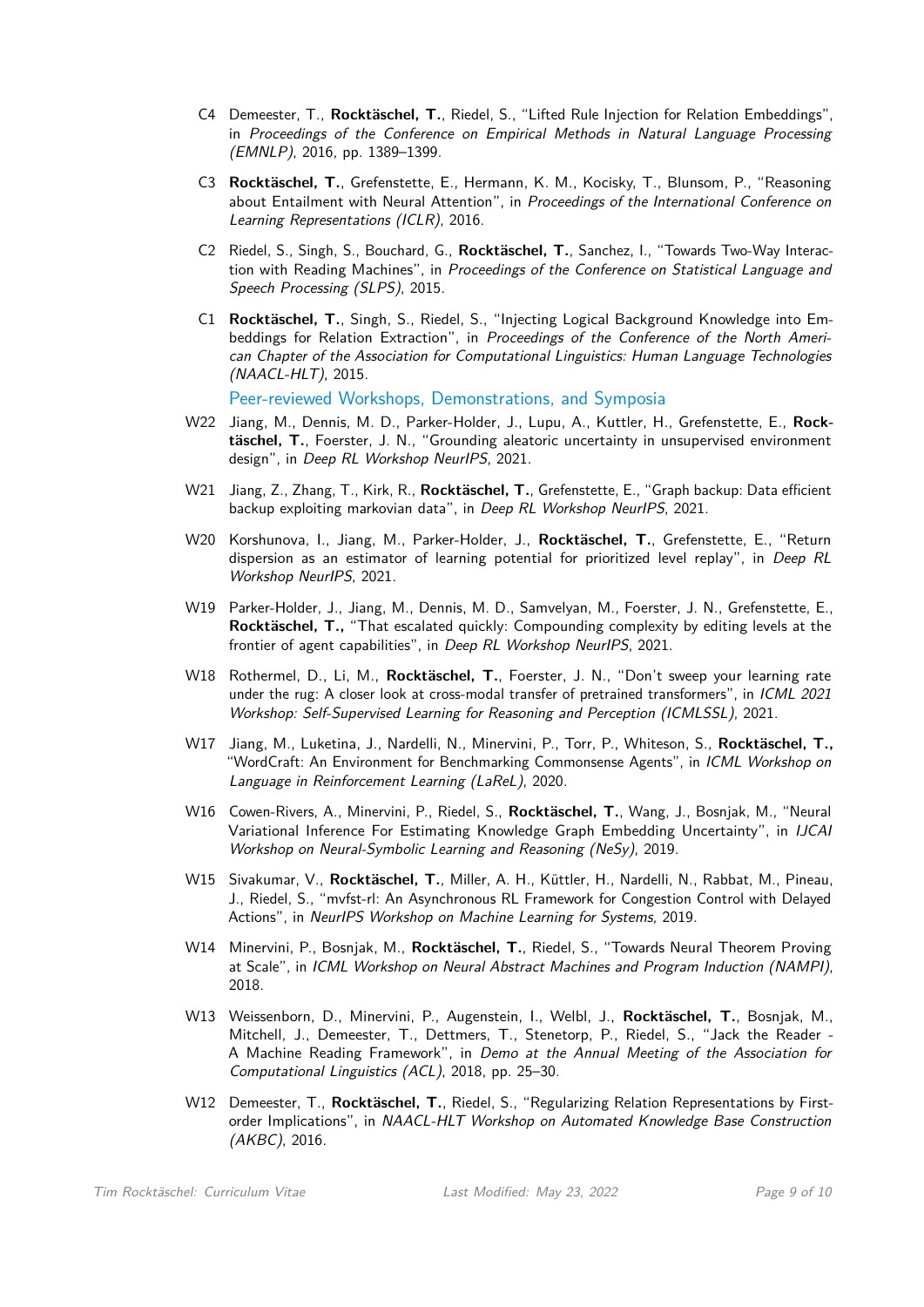C4 Demeester, T., **Rocktäschel, T.**, Riedel, S., "Lifted Rule Injection for Relation Embeddings", in *Proceedings of the Conference on Empirical Methods in Natural Language Processing (EMNLP)*, 2016, pp. 1389–1399.

C3 **Rocktäschel, T.**, Grefenstette, E., Hermann, K. M., Kocisky, T., Blunsom, P., "Reasoning about Entailment with Neural Attention", in *Proceedings of the International Conference on Learning Representations (ICLR)*, 2016.

C2 Riedel, S., Singh, S., Bouchard, G., **Rocktäschel, T.**, Sanchez, I., "Towards Two-Way Interaction with Reading Machines", in *Proceedings of the Conference on Statistical Language and Speech Processing (SLPS)*, 2015.

C1 **Rocktäschel, T.**, Singh, S., Riedel, S., "Injecting Logical Background Knowledge into Embeddings for Relation Extraction", in *Proceedings of the Conference of the North American Chapter of the Association for Computational Linguistics: Human Language Technologies (NAACL-HLT)*, 2015.

### Peer-reviewed Workshops, Demonstrations, and Symposia

W22 Jiang, M., Dennis, M. D., Parker-Holder, J., Lupu, A., Kuttler, H., Grefenstette, E., **Rocktäschel, T.**, Foerster, J. N., "Grounding aleatoric uncertainty in unsupervised environment design", in *Deep RL Workshop NeurIPS*, 2021.

W21 Jiang, Z., Zhang, T., Kirk, R., **Rocktäschel, T.**, Grefenstette, E., "Graph backup: Data efficient backup exploiting markovian data", in *Deep RL Workshop NeurIPS*, 2021.

W20 Korshunova, I., Jiang, M., Parker-Holder, J., **Rocktäschel, T.**, Grefenstette, E., "Return dispersion as an estimator of learning potential for prioritized level replay", in *Deep RL Workshop NeurIPS*, 2021.

W19 Parker-Holder, J., Jiang, M., Dennis, M. D., Samvelyan, M., Foerster, J. N., Grefenstette, E., **Rocktäschel, T.,** "That escalated quickly: Compounding complexity by editing levels at the frontier of agent capabilities", in *Deep RL Workshop NeurIPS*, 2021.

W18 Rothermel, D., Li, M., **Rocktäschel, T.**, Foerster, J. N., "Don't sweep your learning rate under the rug: A closer look at cross-modal transfer of pretrained transformers", in *ICML 2021 Workshop: Self-Supervised Learning for Reasoning and Perception (ICMLSSL)*, 2021.

W17 Jiang, M., Luketina, J., Nardelli, N., Minervini, P., Torr, P., Whiteson, S., **Rocktäschel, T.,** "WordCraft: An Environment for Benchmarking Commonsense Agents", in *ICML Workshop on Language in Reinforcement Learning (LaReL)*, 2020.

W16 Cowen-Rivers, A., Minervini, P., Riedel, S., **Rocktäschel, T.**, Wang, J., Bosnjak, M., "Neural Variational Inference For Estimating Knowledge Graph Embedding Uncertainty", in *IJCAI Workshop on Neural-Symbolic Learning and Reasoning (NeSy)*, 2019.

W15 Sivakumar, V., **Rocktäschel, T.**, Miller, A. H., Küttler, H., Nardelli, N., Rabbat, M., Pineau, J., Riedel, S., "mvfst-rl: An Asynchronous RL Framework for Congestion Control with Delayed Actions", in *NeurIPS Workshop on Machine Learning for Systems*, 2019.

W14 Minervini, P., Bosnjak, M., **Rocktäschel, T.**, Riedel, S., "Towards Neural Theorem Proving at Scale", in *ICML Workshop on Neural Abstract Machines and Program Induction (NAMPI)*, 2018.

W13 Weissenborn, D., Minervini, P., Augenstein, I., Welbl, J., **Rocktäschel, T.**, Bosnjak, M., Mitchell, J., Demeester, T., Dettmers, T., Stenetorp, P., Riedel, S., "Jack the Reader - A Machine Reading Framework", in *Demo at the Annual Meeting of the Association for Computational Linguistics (ACL)*, 2018, pp. 25–30.

W12 Demeester, T., **Rocktäschel, T.**, Riedel, S., "Regularizing Relation Representations by First-order Implications", in *NAACL-HLT Workshop on Automated Knowledge Base Construction (AKBC)*, 2016.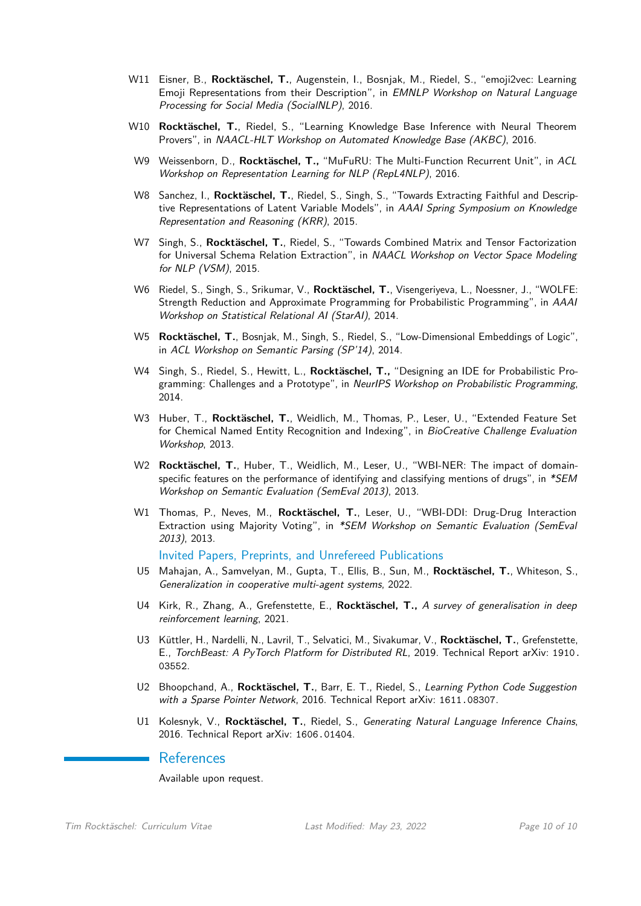W11 Eisner, B., **Rocktäschel, T.**, Augenstein, I., Bosnjak, M., Riedel, S., "emoji2vec: Learning Emoji Representations from their Description", in *EMNLP Workshop on Natural Language Processing for Social Media (SocialNLP)*, 2016.

W10 **Rocktäschel, T.**, Riedel, S., "Learning Knowledge Base Inference with Neural Theorem Provers", in *NAACL-HLT Workshop on Automated Knowledge Base (AKBC)*, 2016.

W9 Weissenborn, D., **Rocktäschel, T.,** "MuFuRU: The Multi-Function Recurrent Unit", in *ACL Workshop on Representation Learning for NLP (RepL4NLP)*, 2016.

W8 Sanchez, I., **Rocktäschel, T.**, Riedel, S., Singh, S., "Towards Extracting Faithful and Descriptive Representations of Latent Variable Models", in *AAAI Spring Symposium on Knowledge Representation and Reasoning (KRR)*, 2015.

W7 Singh, S., **Rocktäschel, T.**, Riedel, S., "Towards Combined Matrix and Tensor Factorization for Universal Schema Relation Extraction", in *NAACL Workshop on Vector Space Modeling for NLP (VSM)*, 2015.

W6 Riedel, S., Singh, S., Srikumar, V., **Rocktäschel, T.**, Visengeriyeva, L., Noessner, J., "WOLFE: Strength Reduction and Approximate Programming for Probabilistic Programming", in *AAAI Workshop on Statistical Relational AI (StarAI)*, 2014.

W5 **Rocktäschel, T.**, Bosnjak, M., Singh, S., Riedel, S., "Low-Dimensional Embeddings of Logic", in *ACL Workshop on Semantic Parsing (SP'14)*, 2014.

W4 Singh, S., Riedel, S., Hewitt, L., **Rocktäschel, T.,** "Designing an IDE for Probabilistic Programming: Challenges and a Prototype", in *NeurIPS Workshop on Probabilistic Programming*, 2014.

W3 Huber, T., **Rocktäschel, T.**, Weidlich, M., Thomas, P., Leser, U., "Extended Feature Set for Chemical Named Entity Recognition and Indexing", in *BioCreative Challenge Evaluation Workshop*, 2013.

W2 **Rocktäschel, T.**, Huber, T., Weidlich, M., Leser, U., "WBI-NER: The impact of domain-specific features on the performance of identifying and classifying mentions of drugs", in *\*SEM Workshop on Semantic Evaluation (SemEval 2013)*, 2013.

W1 Thomas, P., Neves, M., **Rocktäschel, T.**, Leser, U., "WBI-DDI: Drug-Drug Interaction Extraction using Majority Voting", in *\*SEM Workshop on Semantic Evaluation (SemEval 2013)*, 2013.

### Invited Papers, Preprints, and Unrefereed Publications

U5 Mahajan, A., Samvelyan, M., Gupta, T., Ellis, B., Sun, M., **Rocktäschel, T.**, Whiteson, S., *Generalization in cooperative multi-agent systems*, 2022.

U4 Kirk, R., Zhang, A., Grefenstette, E., **Rocktäschel, T.,** *A survey of generalisation in deep reinforcement learning*, 2021.

U3 Küttler, H., Nardelli, N., Lavril, T., Selvatici, M., Sivakumar, V., **Rocktäschel, T.**, Grefenstette, E., *TorchBeast: A PyTorch Platform for Distributed RL*, 2019. Technical Report arXiv: 1910.03552.

U2 Bhoopchand, A., **Rocktäschel, T.**, Barr, E. T., Riedel, S., *Learning Python Code Suggestion with a Sparse Pointer Network*, 2016. Technical Report arXiv: 1611.08307.

U1 Kolesnyk, V., **Rocktäschel, T.**, Riedel, S., *Generating Natural Language Inference Chains*, 2016. Technical Report arXiv: 1606.01404.

## References

Available upon request.